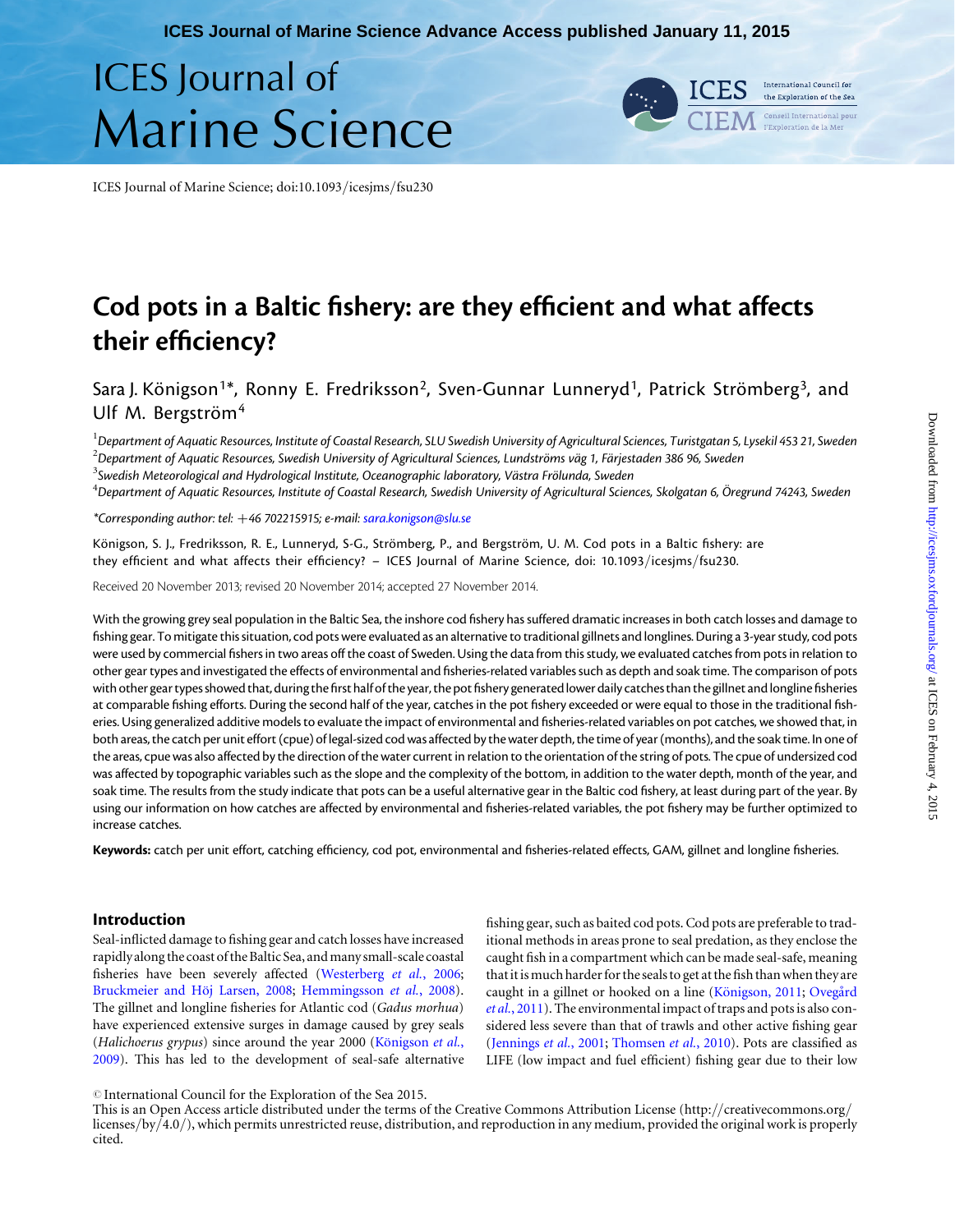# Cod pots in a Baltic fishery: are they efficient and what affects their efficiency?

Sara J. Königson[1]*, Ronny E. Fredriksson[2], Sven-Gunnar Lunneryd[1], Patrick Strömberg[3], and Ulf M. Bergström[4]

[1]*Department of Aquatic Resources, Institute of Coastal Research, SLU Swedish University of Agricultural Sciences, Turistgatan 5, Lysekil 453 21, Sweden*
[2]*Department of Aquatic Resources, Swedish University of Agricultural Sciences, Lundströms väg 1, Färjestaden 386 96, Sweden*
[3]*Swedish Meteorological and Hydrological Institute, Oceanographic laboratory, Västra Frölunda, Sweden*
[4]*Department of Aquatic Resources, Institute of Coastal Research, Swedish University of Agricultural Sciences, Skolgatan 6, Öregrund 74243, Sweden*

*\*Corresponding author: tel: +46 702215915; e-mail: sara.konigson@slu.se*

Königson, S. J., Fredriksson, R. E., Lunneryd, S-G., Strömberg, P., and Bergström, U. M. Cod pots in a Baltic fishery: are they efficient and what affects their efficiency? – ICES Journal of Marine Science, doi: 10.1093/icesjms/fsu230.

Received 20 November 2013; revised 20 November 2014; accepted 27 November 2014.

With the growing grey seal population in the Baltic Sea, the inshore cod fishery has suffered dramatic increases in both catch losses and damage to fishing gear. To mitigate this situation, cod pots were evaluated as an alternative to traditional gillnets and longlines. During a 3-year study, cod pots were used by commercial fishers in two areas off the coast of Sweden. Using the data from this study, we evaluated catches from pots in relation to other gear types and investigated the effects of environmental and fisheries-related variables such as depth and soak time. The comparison of pots with other gear types showed that, during the first half of the year, the pot fishery generated lower daily catches than the gillnet and longline fisheries at comparable fishing efforts. During the second half of the year, catches in the pot fishery exceeded or were equal to those in the traditional fisheries. Using generalized additive models to evaluate the impact of environmental and fisheries-related variables on pot catches, we showed that, in both areas, the catch per unit effort (cpue) of legal-sized cod was affected by the water depth, the time of year (months), and the soak time. In one of the areas, cpue was also affected by the direction of the water current in relation to the orientation of the string of pots. The cpue of undersized cod was affected by topographic variables such as the slope and the complexity of the bottom, in addition to the water depth, month of the year, and soak time. The results from the study indicate that pots can be a useful alternative gear in the Baltic cod fishery, at least during part of the year. By using our information on how catches are affected by environmental and fisheries-related variables, the pot fishery may be further optimized to increase catches.

**Keywords:** catch per unit effort, catching efficiency, cod pot, environmental and fisheries-related effects, GAM, gillnet and longline fisheries.

## Introduction

Seal-inflicted damage to fishing gear and catch losses have increased rapidly along the coast of the Baltic Sea, and many small-scale coastal fisheries have been severely affected (Westerberg *et al.*, 2006; Bruckmeier and Höj Larsen, 2008; Hemmingsson *et al.*, 2008). The gillnet and longline fisheries for Atlantic cod (*Gadus morhua*) have experienced extensive surges in damage caused by grey seals (*Halichoerus grypus*) since around the year 2000 (Königson *et al.*, 2009). This has led to the development of seal-safe alternative fishing gear, such as baited cod pots. Cod pots are preferable to traditional methods in areas prone to seal predation, as they enclose the caught fish in a compartment which can be made seal-safe, meaning that it is much harder for the seals to get at the fish than when they are caught in a gillnet or hooked on a line (Königson, 2011; Ovegård *et al.*, 2011). The environmental impact of traps and pots is also considered less severe than that of trawls and other active fishing gear (Jennings *et al.*, 2001; Thomsen *et al.*, 2010). Pots are classified as LIFE (low impact and fuel efficient) fishing gear due to their low

© International Council for the Exploration of the Sea 2015.
This is an Open Access article distributed under the terms of the Creative Commons Attribution License (http://creativecommons.org/licenses/by/4.0/), which permits unrestricted reuse, distribution, and reproduction in any medium, provided the original work is properly cited.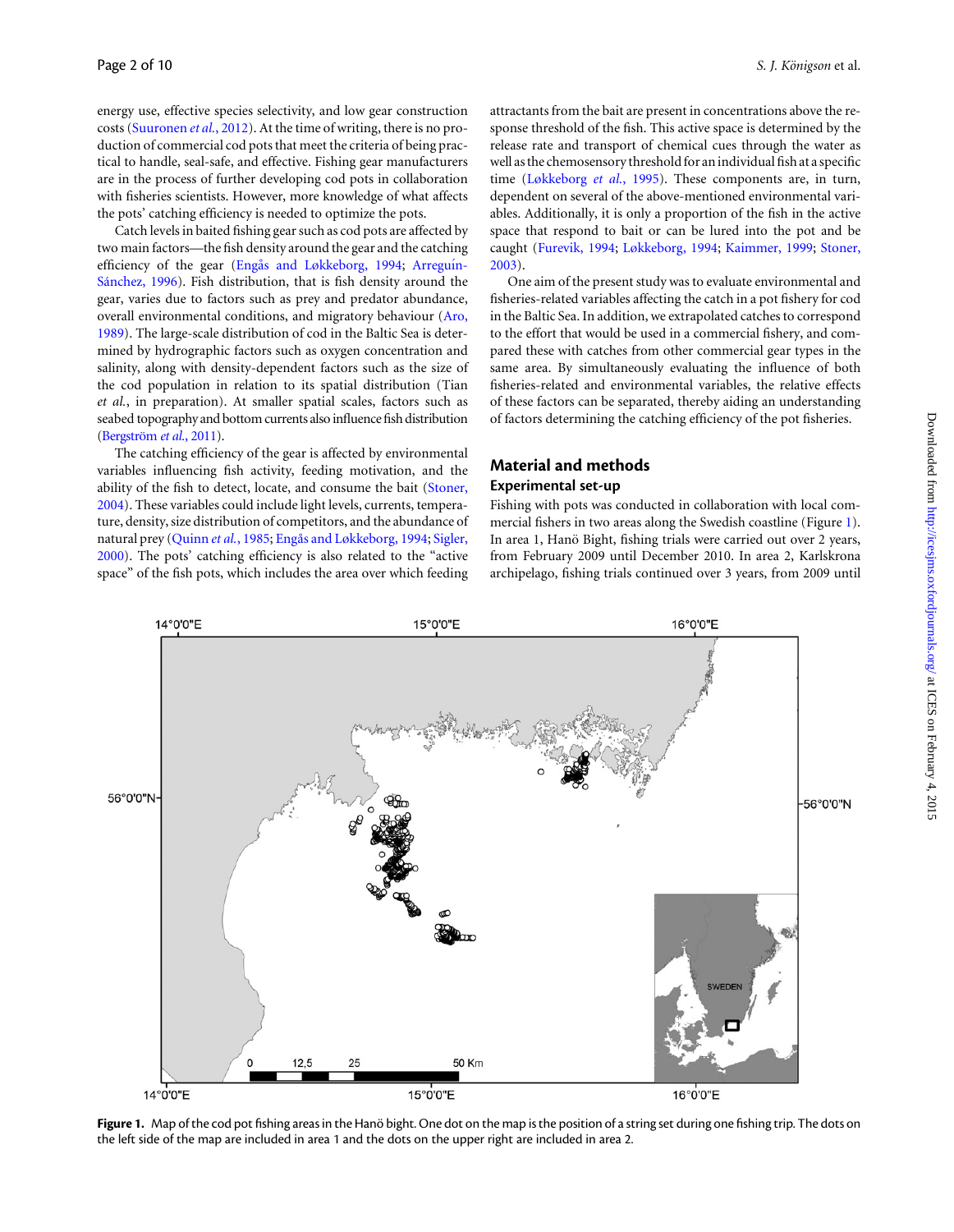energy use, effective species selectivity, and low gear construction costs (Suuronen *et al.*, 2012). At the time of writing, there is no production of commercial cod pots that meet the criteria of being practical to handle, seal-safe, and effective. Fishing gear manufacturers are in the process of further developing cod pots in collaboration with fisheries scientists. However, more knowledge of what affects the pots' catching efficiency is needed to optimize the pots.

Catch levels in baited fishing gear such as cod pots are affected by two main factors—the fish density around the gear and the catching efficiency of the gear (Engås and Løkkeborg, 1994; Arreguín-Sánchez, 1996). Fish distribution, that is fish density around the gear, varies due to factors such as prey and predator abundance, overall environmental conditions, and migratory behaviour (Aro, 1989). The large-scale distribution of cod in the Baltic Sea is determined by hydrographic factors such as oxygen concentration and salinity, along with density-dependent factors such as the size of the cod population in relation to its spatial distribution (Tian *et al.*, in preparation). At smaller spatial scales, factors such as seabed topography and bottom currents also influence fish distribution (Bergström *et al.*, 2011).

The catching efficiency of the gear is affected by environmental variables influencing fish activity, feeding motivation, and the ability of the fish to detect, locate, and consume the bait (Stoner, 2004). These variables could include light levels, currents, temperature, density, size distribution of competitors, and the abundance of natural prey (Quinn *et al.*, 1985; Engås and Løkkeborg, 1994; Sigler, 2000). The pots' catching efficiency is also related to the "active space" of the fish pots, which includes the area over which feeding attractants from the bait are present in concentrations above the response threshold of the fish. This active space is determined by the release rate and transport of chemical cues through the water as well as the chemosensory threshold for an individual fish at a specific time (Løkkeborg *et al.*, 1995). These components are, in turn, dependent on several of the above-mentioned environmental variables. Additionally, it is only a proportion of the fish in the active space that respond to bait or can be lured into the pot and be caught (Furevik, 1994; Løkkeborg, 1994; Kaimmer, 1999; Stoner, 2003).

One aim of the present study was to evaluate environmental and fisheries-related variables affecting the catch in a pot fishery for cod in the Baltic Sea. In addition, we extrapolated catches to correspond to the effort that would be used in a commercial fishery, and compared these with catches from other commercial gear types in the same area. By simultaneously evaluating the influence of both fisheries-related and environmental variables, the relative effects of these factors can be separated, thereby aiding an understanding of factors determining the catching efficiency of the pot fisheries.

## Material and methods

### Experimental set-up

Fishing with pots was conducted in collaboration with local commercial fishers in two areas along the Swedish coastline (Figure 1). In area 1, Hanö Bight, fishing trials were carried out over 2 years, from February 2009 until December 2010. In area 2, Karlskrona archipelago, fishing trials continued over 3 years, from 2009 until

**Figure 1.** Map of the cod pot fishing areas in the Hanö bight. One dot on the map is the position of a string set during one fishing trip. The dots on the left side of the map are included in area 1 and the dots on the upper right are included in area 2.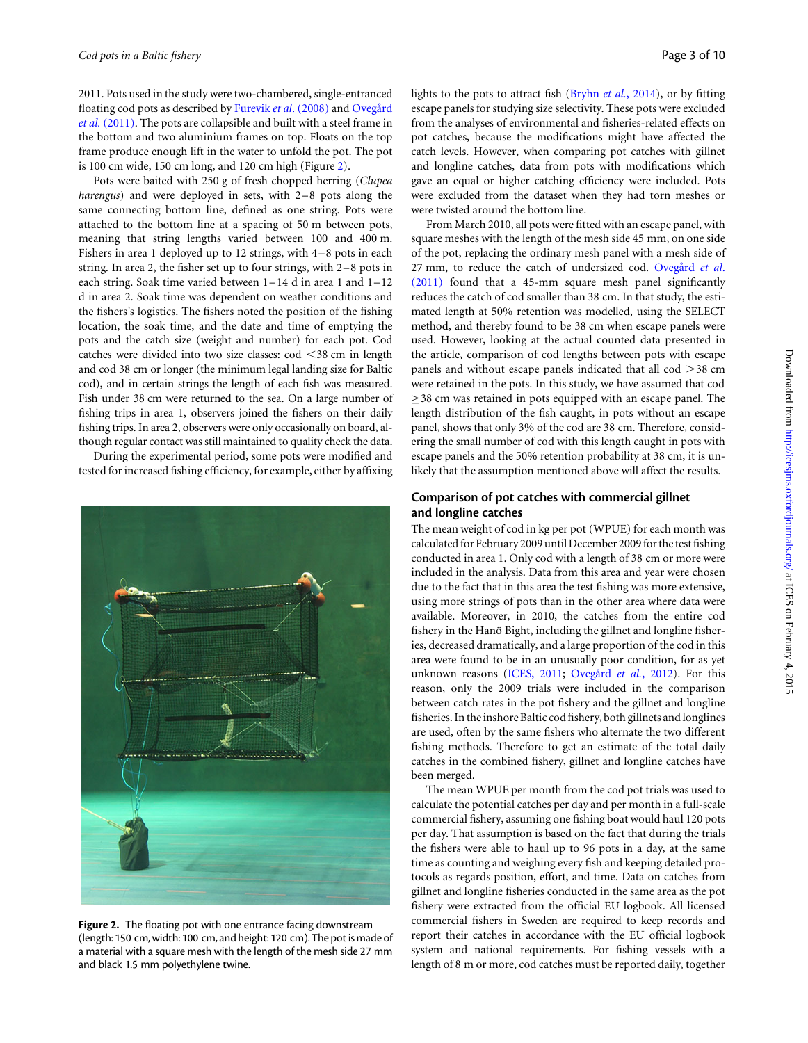2011. Pots used in the study were two-chambered, single-entranced floating cod pots as described by Furevik *et al.* (2008) and Ovegård *et al.* (2011). The pots are collapsible and built with a steel frame in the bottom and two aluminium frames on top. Floats on the top frame produce enough lift in the water to unfold the pot. The pot is 100 cm wide, 150 cm long, and 120 cm high (Figure 2).

Pots were baited with 250 g of fresh chopped herring (*Clupea harengus*) and were deployed in sets, with 2–8 pots along the same connecting bottom line, defined as one string. Pots were attached to the bottom line at a spacing of 50 m between pots, meaning that string lengths varied between 100 and 400 m. Fishers in area 1 deployed up to 12 strings, with 4–8 pots in each string. In area 2, the fisher set up to four strings, with 2–8 pots in each string. Soak time varied between 1–14 d in area 1 and 1–12 d in area 2. Soak time was dependent on weather conditions and the fishers's logistics. The fishers noted the position of the fishing location, the soak time, and the date and time of emptying the pots and the catch size (weight and number) for each pot. Cod catches were divided into two size classes: cod <38 cm in length and cod 38 cm or longer (the minimum legal landing size for Baltic cod), and in certain strings the length of each fish was measured. Fish under 38 cm were returned to the sea. On a large number of fishing trips in area 1, observers joined the fishers on their daily fishing trips. In area 2, observers were only occasionally on board, although regular contact was still maintained to quality check the data.

During the experimental period, some pots were modified and tested for increased fishing efficiency, for example, either by affixing lights to the pots to attract fish (Bryhn *et al.*, 2014), or by fitting escape panels for studying size selectivity. These pots were excluded from the analyses of environmental and fisheries-related effects on pot catches, because the modifications might have affected the catch levels. However, when comparing pot catches with gillnet and longline catches, data from pots with modifications which gave an equal or higher catching efficiency were included. Pots were excluded from the dataset when they had torn meshes or were twisted around the bottom line.

From March 2010, all pots were fitted with an escape panel, with square meshes with the length of the mesh side 45 mm, on one side of the pot, replacing the ordinary mesh panel with a mesh side of 27 mm, to reduce the catch of undersized cod. Ovegård *et al.* (2011) found that a 45-mm square mesh panel significantly reduces the catch of cod smaller than 38 cm. In that study, the estimated length at 50% retention was modelled, using the SELECT method, and thereby found to be 38 cm when escape panels were used. However, looking at the actual counted data presented in the article, comparison of cod lengths between pots with escape panels and without escape panels indicated that all cod >38 cm were retained in the pots. In this study, we have assumed that cod ≥38 cm was retained in pots equipped with an escape panel. The length distribution of the fish caught, in pots without an escape panel, shows that only 3% of the cod are 38 cm. Therefore, considering the small number of cod with this length caught in pots with escape panels and the 50% retention probability at 38 cm, it is unlikely that the assumption mentioned above will affect the results.

Figure 2. The floating pot with one entrance facing downstream (length: 150 cm, width: 100 cm, and height: 120 cm). The pot is made of a material with a square mesh with the length of the mesh side 27 mm and black 1.5 mm polyethylene twine.

## Comparison of pot catches with commercial gillnet and longline catches

The mean weight of cod in kg per pot (WPUE) for each month was calculated for February 2009 until December 2009 for the test fishing conducted in area 1. Only cod with a length of 38 cm or more were included in the analysis. Data from this area and year were chosen due to the fact that in this area the test fishing was more extensive, using more strings of pots than in the other area where data were available. Moreover, in 2010, the catches from the entire cod fishery in the Hanö Bight, including the gillnet and longline fisheries, decreased dramatically, and a large proportion of the cod in this area were found to be in an unusually poor condition, for as yet unknown reasons (ICES, 2011; Ovegård *et al.*, 2012). For this reason, only the 2009 trials were included in the comparison between catch rates in the pot fishery and the gillnet and longline fisheries. In the inshore Baltic cod fishery, both gillnets and longlines are used, often by the same fishers who alternate the two different fishing methods. Therefore to get an estimate of the total daily catches in the combined fishery, gillnet and longline catches have been merged.

The mean WPUE per month from the cod pot trials was used to calculate the potential catches per day and per month in a full-scale commercial fishery, assuming one fishing boat would haul 120 pots per day. That assumption is based on the fact that during the trials the fishers were able to haul up to 96 pots in a day, at the same time as counting and weighing every fish and keeping detailed protocols as regards position, effort, and time. Data on catches from gillnet and longline fisheries conducted in the same area as the pot fishery were extracted from the official EU logbook. All licensed commercial fishers in Sweden are required to keep records and report their catches in accordance with the EU official logbook system and national requirements. For fishing vessels with a length of 8 m or more, cod catches must be reported daily, together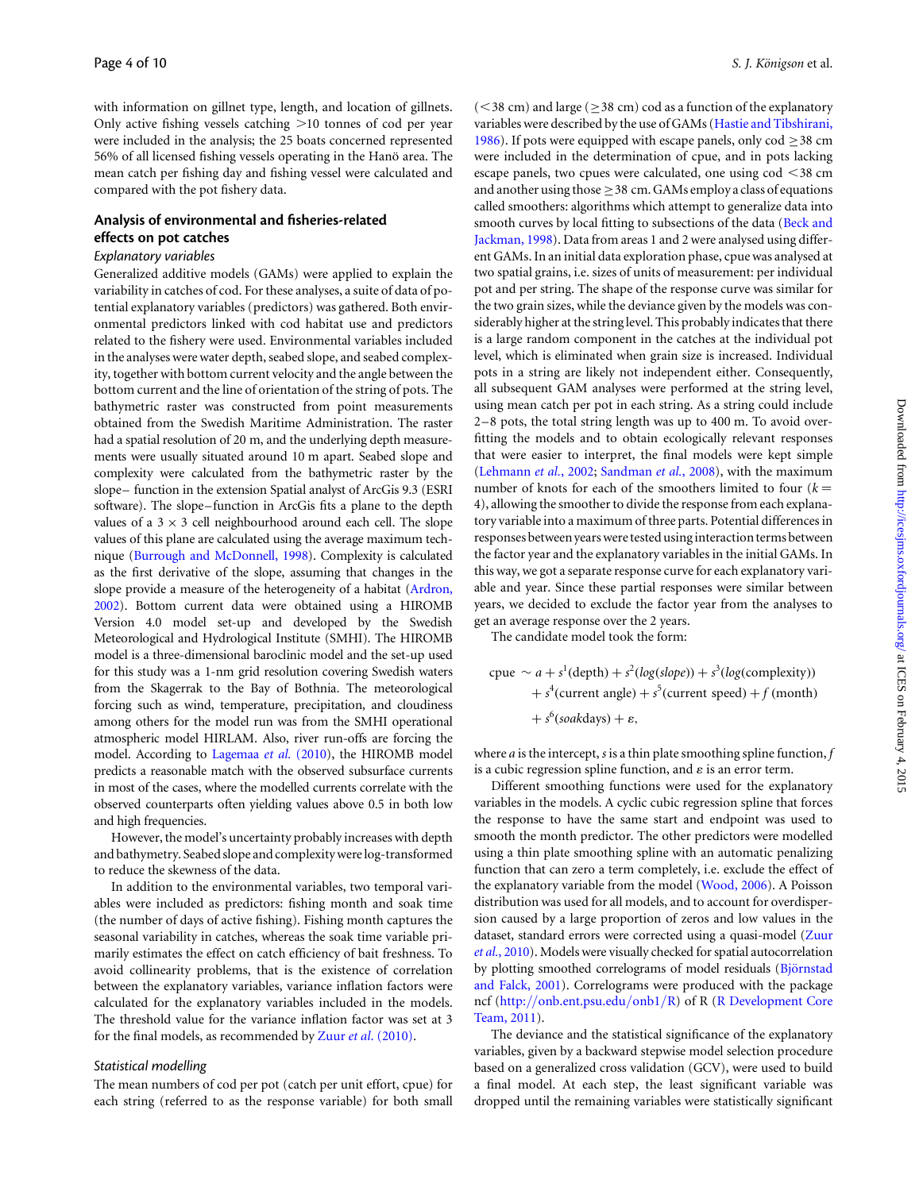with information on gillnet type, length, and location of gillnets. Only active fishing vessels catching >10 tonnes of cod per year were included in the analysis; the 25 boats concerned represented 56% of all licensed fishing vessels operating in the Hanö area. The mean catch per fishing day and fishing vessel were calculated and compared with the pot fishery data.

## Analysis of environmental and fisheries-related effects on pot catches

### *Explanatory variables*

Generalized additive models (GAMs) were applied to explain the variability in catches of cod. For these analyses, a suite of data of potential explanatory variables (predictors) was gathered. Both environmental predictors linked with cod habitat use and predictors related to the fishery were used. Environmental variables included in the analyses were water depth, seabed slope, and seabed complexity, together with bottom current velocity and the angle between the bottom current and the line of orientation of the string of pots. The bathymetric raster was constructed from point measurements obtained from the Swedish Maritime Administration. The raster had a spatial resolution of 20 m, and the underlying depth measurements were usually situated around 10 m apart. Seabed slope and complexity were calculated from the bathymetric raster by the slope– function in the extension Spatial analyst of ArcGis 9.3 (ESRI software). The slope–function in ArcGis fits a plane to the depth values of a $3 \times 3$ cell neighbourhood around each cell. The slope values of this plane are calculated using the average maximum technique (Burrough and McDonnell, 1998). Complexity is calculated as the first derivative of the slope, assuming that changes in the slope provide a measure of the heterogeneity of a habitat (Ardron, 2002). Bottom current data were obtained using a HIROMB Version 4.0 model set-up and developed by the Swedish Meteorological and Hydrological Institute (SMHI). The HIROMB model is a three-dimensional baroclinic model and the set-up used for this study was a 1-nm grid resolution covering Swedish waters from the Skagerrak to the Bay of Bothnia. The meteorological forcing such as wind, temperature, precipitation, and cloudiness among others for the model run was from the SMHI operational atmospheric model HIRLAM. Also, river run-offs are forcing the model. According to Lagemaa *et al.* (2010), the HIROMB model predicts a reasonable match with the observed subsurface currents in most of the cases, where the modelled currents correlate with the observed counterparts often yielding values above 0.5 in both low and high frequencies.

However, the model's uncertainty probably increases with depth and bathymetry. Seabed slope and complexity were log-transformed to reduce the skewness of the data.

In addition to the environmental variables, two temporal variables were included as predictors: fishing month and soak time (the number of days of active fishing). Fishing month captures the seasonal variability in catches, whereas the soak time variable primarily estimates the effect on catch efficiency of bait freshness. To avoid collinearity problems, that is the existence of correlation between the explanatory variables, variance inflation factors were calculated for the explanatory variables included in the models. The threshold value for the variance inflation factor was set at 3 for the final models, as recommended by Zuur *et al.* (2010).

### *Statistical modelling*

The mean numbers of cod per pot (catch per unit effort, cpue) for each string (referred to as the response variable) for both small (<38 cm) and large (≥38 cm) cod as a function of the explanatory variables were described by the use of GAMs (Hastie and Tibshirani, 1986). If pots were equipped with escape panels, only cod ≥38 cm were included in the determination of cpue, and in pots lacking escape panels, two cpues were calculated, one using cod <38 cm and another using those ≥38 cm. GAMs employ a class of equations called smoothers: algorithms which attempt to generalize data into smooth curves by local fitting to subsections of the data (Beck and Jackman, 1998). Data from areas 1 and 2 were analysed using different GAMs. In an initial data exploration phase, cpue was analysed at two spatial grains, i.e. sizes of units of measurement: per individual pot and per string. The shape of the response curve was similar for the two grain sizes, while the deviance given by the models was considerably higher at the string level. This probably indicates that there is a large random component in the catches at the individual pot level, which is eliminated when grain size is increased. Individual pots in a string are likely not independent either. Consequently, all subsequent GAM analyses were performed at the string level, using mean catch per pot in each string. As a string could include 2–8 pots, the total string length was up to 400 m. To avoid overfitting the models and to obtain ecologically relevant responses that were easier to interpret, the final models were kept simple (Lehmann *et al.*, 2002; Sandman *et al.*, 2008), with the maximum number of knots for each of the smoothers limited to four ($k = 4$), allowing the smoother to divide the response from each explanatory variable into a maximum of three parts. Potential differences in responses between years were tested using interaction terms between the factor year and the explanatory variables in the initial GAMs. In this way, we got a separate response curve for each explanatory variable and year. Since these partial responses were similar between years, we decided to exclude the factor year from the analyses to get an average response over the 2 years.

The candidate model took the form:

$$\text{cpue} \sim a + s^{1}(\text{depth}) + s^{2}(\log(\textit{slope})) + s^{3}(\log(\text{complexity})) + s^{4}(\text{current angle}) + s^{5}(\text{current speed}) + f\,(\text{month}) + s^{6}(\textit{soak}\text{days}) + \varepsilon,$$

where $a$ is the intercept, $s$ is a thin plate smoothing spline function, $f$ is a cubic regression spline function, and $\varepsilon$ is an error term.

Different smoothing functions were used for the explanatory variables in the models. A cyclic cubic regression spline that forces the response to have the same start and endpoint was used to smooth the month predictor. The other predictors were modelled using a thin plate smoothing spline with an automatic penalizing function that can zero a term completely, i.e. exclude the effect of the explanatory variable from the model (Wood, 2006). A Poisson distribution was used for all models, and to account for overdispersion caused by a large proportion of zeros and low values in the dataset, standard errors were corrected using a quasi-model (Zuur *et al.*, 2010). Models were visually checked for spatial autocorrelation by plotting smoothed correlograms of model residuals (Björnstad and Falck, 2001). Correlograms were produced with the package ncf (http://onb.ent.psu.edu/onb1/R) of R (R Development Core Team, 2011).

The deviance and the statistical significance of the explanatory variables, given by a backward stepwise model selection procedure based on a generalized cross validation (GCV), were used to build a final model. At each step, the least significant variable was dropped until the remaining variables were statistically significant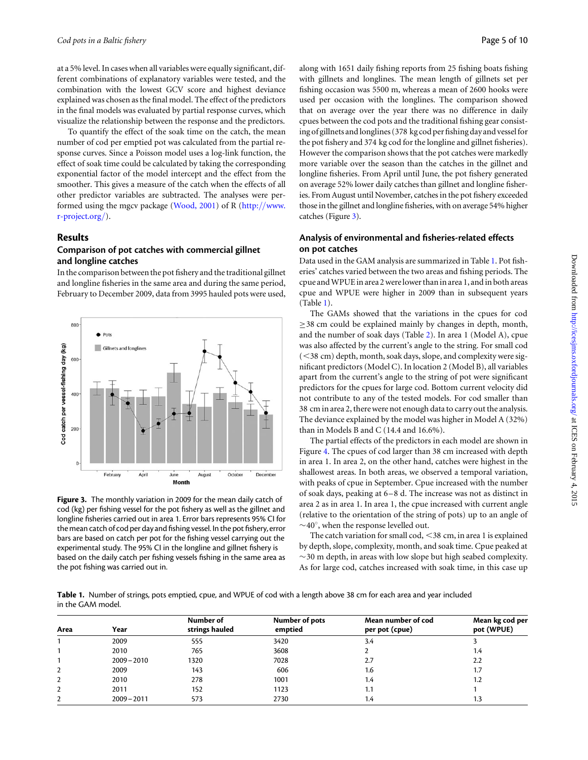at a 5% level. In cases when all variables were equally significant, different combinations of explanatory variables were tested, and the combination with the lowest GCV score and highest deviance explained was chosen as the final model. The effect of the predictors in the final models was evaluated by partial response curves, which visualize the relationship between the response and the predictors.

To quantify the effect of the soak time on the catch, the mean number of cod per emptied pot was calculated from the partial response curves. Since a Poisson model uses a log-link function, the effect of soak time could be calculated by taking the corresponding exponential factor of the model intercept and the effect from the smoother. This gives a measure of the catch when the effects of all other predictor variables are subtracted. The analyses were performed using the mgcv package (Wood, 2001) of R (http://www.r-project.org/).

## Results

### Comparison of pot catches with commercial gillnet and longline catches

In the comparison between the pot fishery and the traditional gillnet and longline fisheries in the same area and during the same period, February to December 2009, data from 3995 hauled pots were used, along with 1651 daily fishing reports from 25 fishing boats fishing with gillnets and longlines. The mean length of gillnets set per fishing occasion was 5500 m, whereas a mean of 2600 hooks were used per occasion with the longlines. The comparison showed that on average over the year there was no difference in daily cpues between the cod pots and the traditional fishing gear consisting of gillnets and longlines (378 kg cod per fishing day and vessel for the pot fishery and 374 kg cod for the longline and gillnet fisheries). However the comparison shows that the pot catches were markedly more variable over the season than the catches in the gillnet and longline fisheries. From April until June, the pot fishery generated on average 52% lower daily catches than gillnet and longline fisheries. From August until November, catches in the pot fishery exceeded those in the gillnet and longline fisheries, with on average 54% higher catches (Figure 3).

**Figure 3.** The monthly variation in 2009 for the mean daily catch of cod (kg) per fishing vessel for the pot fishery as well as the gillnet and longline fisheries carried out in area 1. Error bars represents 95% CI for the mean catch of cod per day and fishing vessel. In the pot fishery, error bars are based on catch per pot for the fishing vessel carrying out the experimental study. The 95% CI in the longline and gillnet fishery is based on the daily catch per fishing vessels fishing in the same area as the pot fishing was carried out in.

### Analysis of environmental and fisheries-related effects on pot catches

Data used in the GAM analysis are summarized in Table 1. Pot fisheries' catches varied between the two areas and fishing periods. The cpue and WPUE in area 2 were lower than in area 1, and in both areas cpue and WPUE were higher in 2009 than in subsequent years (Table 1).

The GAMs showed that the variations in the cpues for cod $\geq$38 cm could be explained mainly by changes in depth, month, and the number of soak days (Table 2). In area 1 (Model A), cpue was also affected by the current's angle to the string. For small cod (<38 cm) depth, month, soak days, slope, and complexity were significant predictors (Model C). In location 2 (Model B), all variables apart from the current's angle to the string of pot were significant predictors for the cpues for large cod. Bottom current velocity did not contribute to any of the tested models. For cod smaller than 38 cm in area 2, there were not enough data to carry out the analysis. The deviance explained by the model was higher in Model A (32%) than in Models B and C (14.4 and 16.6%).

The partial effects of the predictors in each model are shown in Figure 4. The cpues of cod larger than 38 cm increased with depth in area 1. In area 2, on the other hand, catches were highest in the shallowest areas. In both areas, we observed a temporal variation, with peaks of cpue in September. Cpue increased with the number of soak days, peaking at 6–8 d. The increase was not as distinct in area 2 as in area 1. In area 1, the cpue increased with current angle (relative to the orientation of the string of pots) up to an angle of $\sim$40°, when the response levelled out.

The catch variation for small cod, <38 cm, in area 1 is explained by depth, slope, complexity, month, and soak time. Cpue peaked at $\sim$30 m depth, in areas with low slope but high seabed complexity. As for large cod, catches increased with soak time, in this case up

**Table 1.** Number of strings, pots emptied, cpue, and WPUE of cod with a length above 38 cm for each area and year included in the GAM model.

| Area | Year | Number of strings hauled | Number of pots emptied | Mean number of cod per pot (cpue) | Mean kg cod per pot (WPUE) |
|---|---|---|---|---|---|
| 1 | 2009 | 555 | 3420 | 3.4 | 3 |
| 1 | 2010 | 765 | 3608 | 2 | 1.4 |
| 1 | 2009–2010 | 1320 | 7028 | 2.7 | 2.2 |
| 2 | 2009 | 143 | 606 | 1.6 | 1.7 |
| 2 | 2010 | 278 | 1001 | 1.4 | 1.2 |
| 2 | 2011 | 152 | 1123 | 1.1 | 1 |
| 2 | 2009–2011 | 573 | 2730 | 1.4 | 1.3 |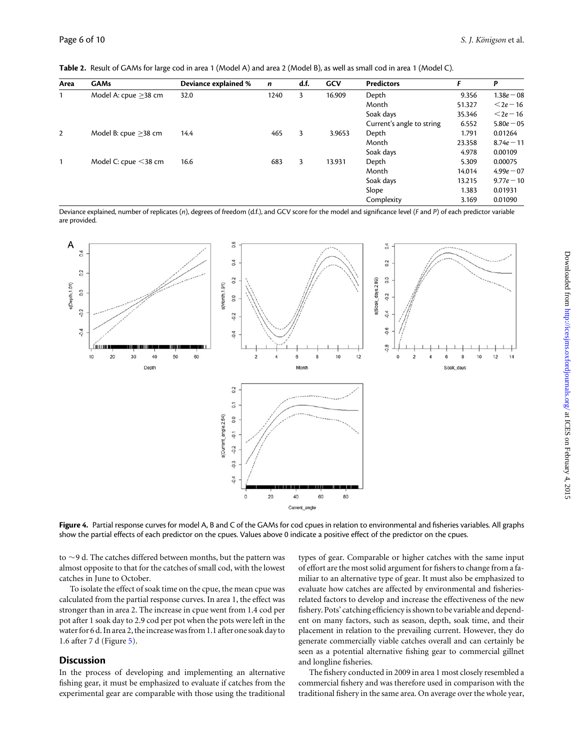**Table 2.** Result of GAMs for large cod in area 1 (Model A) and area 2 (Model B), as well as small cod in area 1 (Model C).

| Area | GAMs | Deviance explained % | n | d.f. | GCV | Predictors | F | P |
|---|---|---|---|---|---|---|---|---|
| 1 | Model A: cpue ≥38 cm | 32.0 | 1240 | 3 | 16.909 | Depth | 9.356 | $1.38e-08$ |
| | | | | | | Month | 51.327 | $<2e-16$ |
| | | | | | | Soak days | 35.346 | $<2e-16$ |
| | | | | | | Current's angle to string | 6.552 | $5.80e-05$ |
| 2 | Model B: cpue ≥38 cm | 14.4 | 465 | 3 | 3.9653 | Depth | 1.791 | 0.01264 |
| | | | | | | Month | 23.358 | $8.74e-11$ |
| | | | | | | Soak days | 4.978 | 0.00109 |
| 1 | Model C: cpue <38 cm | 16.6 | 683 | 3 | 13.931 | Depth | 5.309 | 0.00075 |
| | | | | | | Month | 14.014 | $4.99e-07$ |
| | | | | | | Soak days | 13.215 | $9.77e-10$ |
| | | | | | | Slope | 1.383 | 0.01931 |
| | | | | | | Complexity | 3.169 | 0.01090 |

Deviance explained, number of replicates (*n*), degrees of freedom (d.f.), and GCV score for the model and significance level (*F* and *P*) of each predictor variable are provided.

**Figure 4.** Partial response curves for model A, B and C of the GAMs for cod cpues in relation to environmental and fisheries variables. All graphs show the partial effects of each predictor on the cpues. Values above 0 indicate a positive effect of the predictor on the cpues.

to ~9 d. The catches differed between months, but the pattern was almost opposite to that for the catches of small cod, with the lowest catches in June to October.

To isolate the effect of soak time on the cpue, the mean cpue was calculated from the partial response curves. In area 1, the effect was stronger than in area 2. The increase in cpue went from 1.4 cod per pot after 1 soak day to 2.9 cod per pot when the pots were left in the water for 6 d. In area 2, the increase was from 1.1 after one soak day to 1.6 after 7 d (Figure 5).

## Discussion

In the process of developing and implementing an alternative fishing gear, it must be emphasized to evaluate if catches from the experimental gear are comparable with those using the traditional types of gear. Comparable or higher catches with the same input of effort are the most solid argument for fishers to change from a familiar to an alternative type of gear. It must also be emphasized to evaluate how catches are affected by environmental and fisheries-related factors to develop and increase the effectiveness of the new fishery. Pots' catching efficiency is shown to be variable and dependent on many factors, such as season, depth, soak time, and their placement in relation to the prevailing current. However, they do generate commercially viable catches overall and can certainly be seen as a potential alternative fishing gear to commercial gillnet and longline fisheries.

The fishery conducted in 2009 in area 1 most closely resembled a commercial fishery and was therefore used in comparison with the traditional fishery in the same area. On average over the whole year,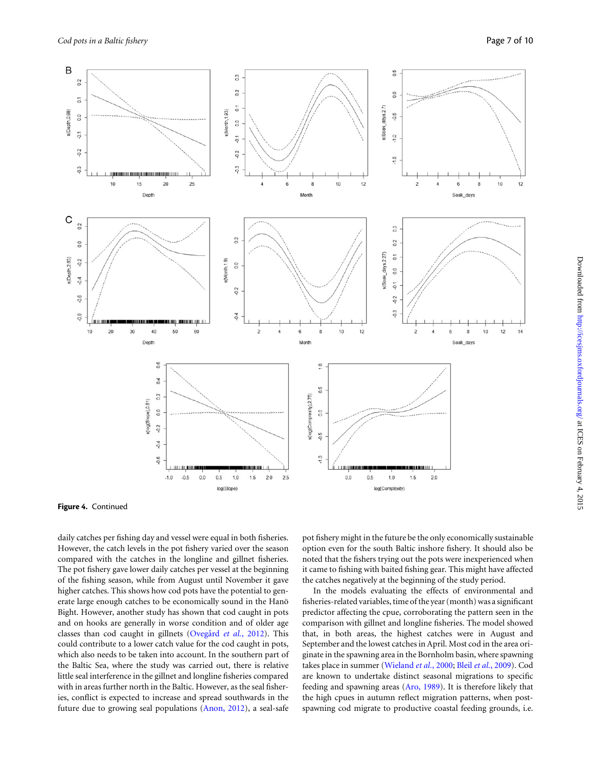B

s(Depth,0.88)
Depth

s(Month,1.93)
Month

s(Soak_days,2.7)
Soak_days

C

s(Depth,2.83)
Depth

s(Month,1.9)
Month

s(Soak_days,2.27)
Soak_days

s(log(Slope),0.81)
log(Slope)

s(log(Complexity),2.75)
log(Complexity)

**Figure 4.** Continued

daily catches per fishing day and vessel were equal in both fisheries. However, the catch levels in the pot fishery varied over the season compared with the catches in the longline and gillnet fisheries. The pot fishery gave lower daily catches per vessel at the beginning of the fishing season, while from August until November it gave higher catches. This shows how cod pots have the potential to generate large enough catches to be economically sound in the Hanö Bight. However, another study has shown that cod caught in pots and on hooks are generally in worse condition and of older age classes than cod caught in gillnets (Ovegård *et al.*, 2012). This could contribute to a lower catch value for the cod caught in pots, which also needs to be taken into account. In the southern part of the Baltic Sea, where the study was carried out, there is relative little seal interference in the gillnet and longline fisheries compared with in areas further north in the Baltic. However, as the seal fisheries, conflict is expected to increase and spread southwards in the future due to growing seal populations (Anon, 2012), a seal-safe pot fishery might in the future be the only economically sustainable option even for the south Baltic inshore fishery. It should also be noted that the fishers trying out the pots were inexperienced when it came to fishing with baited fishing gear. This might have affected the catches negatively at the beginning of the study period.

In the models evaluating the effects of environmental and fisheries-related variables, time of the year (month) was a significant predictor affecting the cpue, corroborating the pattern seen in the comparison with gillnet and longline fisheries. The model showed that, in both areas, the highest catches were in August and September and the lowest catches in April. Most cod in the area originate in the spawning area in the Bornholm basin, where spawning takes place in summer (Wieland *et al.*, 2000; Bleil *et al.*, 2009). Cod are known to undertake distinct seasonal migrations to specific feeding and spawning areas (Aro, 1989). It is therefore likely that the high cpues in autumn reflect migration patterns, when post-spawning cod migrate to productive coastal feeding grounds, i.e.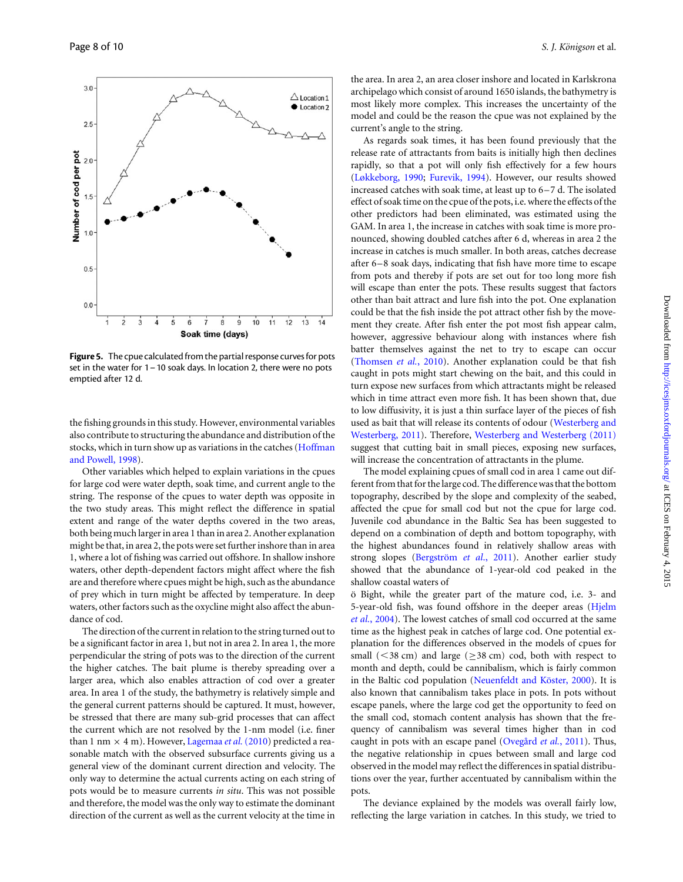Figure 5. The cpue calculated from the partial response curves for pots set in the water for 1–10 soak days. In location 2, there were no pots emptied after 12 d.

the fishing grounds in this study. However, environmental variables also contribute to structuring the abundance and distribution of the stocks, which in turn show up as variations in the catches (Hoffman and Powell, 1998).

Other variables which helped to explain variations in the cpues for large cod were water depth, soak time, and current angle to the string. The response of the cpues to water depth was opposite in the two study areas. This might reflect the difference in spatial extent and range of the water depths covered in the two areas, both being much larger in area 1 than in area 2. Another explanation might be that, in area 2, the pots were set further inshore than in area 1, where a lot of fishing was carried out offshore. In shallow inshore waters, other depth-dependent factors might affect where the fish are and therefore where cpues might be high, such as the abundance of prey which in turn might be affected by temperature. In deep waters, other factors such as the oxycline might also affect the abundance of cod.

The direction of the current in relation to the string turned out to be a significant factor in area 1, but not in area 2. In area 1, the more perpendicular the string of pots was to the direction of the current the higher catches. The bait plume is thereby spreading over a larger area, which also enables attraction of cod over a greater area. In area 1 of the study, the bathymetry is relatively simple and the general current patterns should be captured. It must, however, be stressed that there are many sub-grid processes that can affect the current which are not resolved by the 1-nm model (i.e. finer than 1 nm × 4 m). However, Lagemaa *et al.* (2010) predicted a reasonable match with the observed subsurface currents giving us a general view of the dominant current direction and velocity. The only way to determine the actual currents acting on each string of pots would be to measure currents *in situ*. This was not possible and therefore, the model was the only way to estimate the dominant direction of the current as well as the current velocity at the time in the area. In area 2, an area closer inshore and located in Karlskrona archipelago which consist of around 1650 islands, the bathymetry is most likely more complex. This increases the uncertainty of the model and could be the reason the cpue was not explained by the current's angle to the string.

As regards soak times, it has been found previously that the release rate of attractants from baits is initially high then declines rapidly, so that a pot will only fish effectively for a few hours (Løkkeborg, 1990; Furevik, 1994). However, our results showed increased catches with soak time, at least up to 6–7 d. The isolated effect of soak time on the cpue of the pots, i.e. where the effects of the other predictors had been eliminated, was estimated using the GAM. In area 1, the increase in catches with soak time is more pronounced, showing doubled catches after 6 d, whereas in area 2 the increase in catches is much smaller. In both areas, catches decrease after 6–8 soak days, indicating that fish have more time to escape from pots and thereby if pots are set out for too long more fish will escape than enter the pots. These results suggest that factors other than bait attract and lure fish into the pot. One explanation could be that the fish inside the pot attract other fish by the movement they create. After fish enter the pot most fish appear calm, however, aggressive behaviour along with instances where fish batter themselves against the net to try to escape can occur (Thomsen *et al.*, 2010). Another explanation could be that fish caught in pots might start chewing on the bait, and this could in turn expose new surfaces from which attractants might be released which in time attract even more fish. It has been shown that, due to low diffusivity, it is just a thin surface layer of the pieces of fish used as bait that will release its contents of odour (Westerberg and Westerberg, 2011). Therefore, Westerberg and Westerberg (2011) suggest that cutting bait in small pieces, exposing new surfaces, will increase the concentration of attractants in the plume.

The model explaining cpues of small cod in area 1 came out different from that for the large cod. The difference was that the bottom topography, described by the slope and complexity of the seabed, affected the cpue for small cod but not the cpue for large cod. Juvenile cod abundance in the Baltic Sea has been suggested to depend on a combination of depth and bottom topography, with the highest abundances found in relatively shallow areas with strong slopes (Bergström *et al.*, 2011). Another earlier study showed that the abundance of 1-year-old cod peaked in the shallow coastal waters of

ö Bight, while the greater part of the mature cod, i.e. 3- and 5-year-old fish, was found offshore in the deeper areas (Hjelm *et al.*, 2004). The lowest catches of small cod occurred at the same time as the highest peak in catches of large cod. One potential explanation for the differences observed in the models of cpues for small (<38 cm) and large (≥38 cm) cod, both with respect to month and depth, could be cannibalism, which is fairly common in the Baltic cod population (Neuenfeldt and Köster, 2000). It is also known that cannibalism takes place in pots. In pots without escape panels, where the large cod get the opportunity to feed on the small cod, stomach content analysis has shown that the frequency of cannibalism was several times higher than in cod caught in pots with an escape panel (Ovegård *et al.*, 2011). Thus, the negative relationship in cpues between small and large cod observed in the model may reflect the differences in spatial distributions over the year, further accentuated by cannibalism within the pots.

The deviance explained by the models was overall fairly low, reflecting the large variation in catches. In this study, we tried to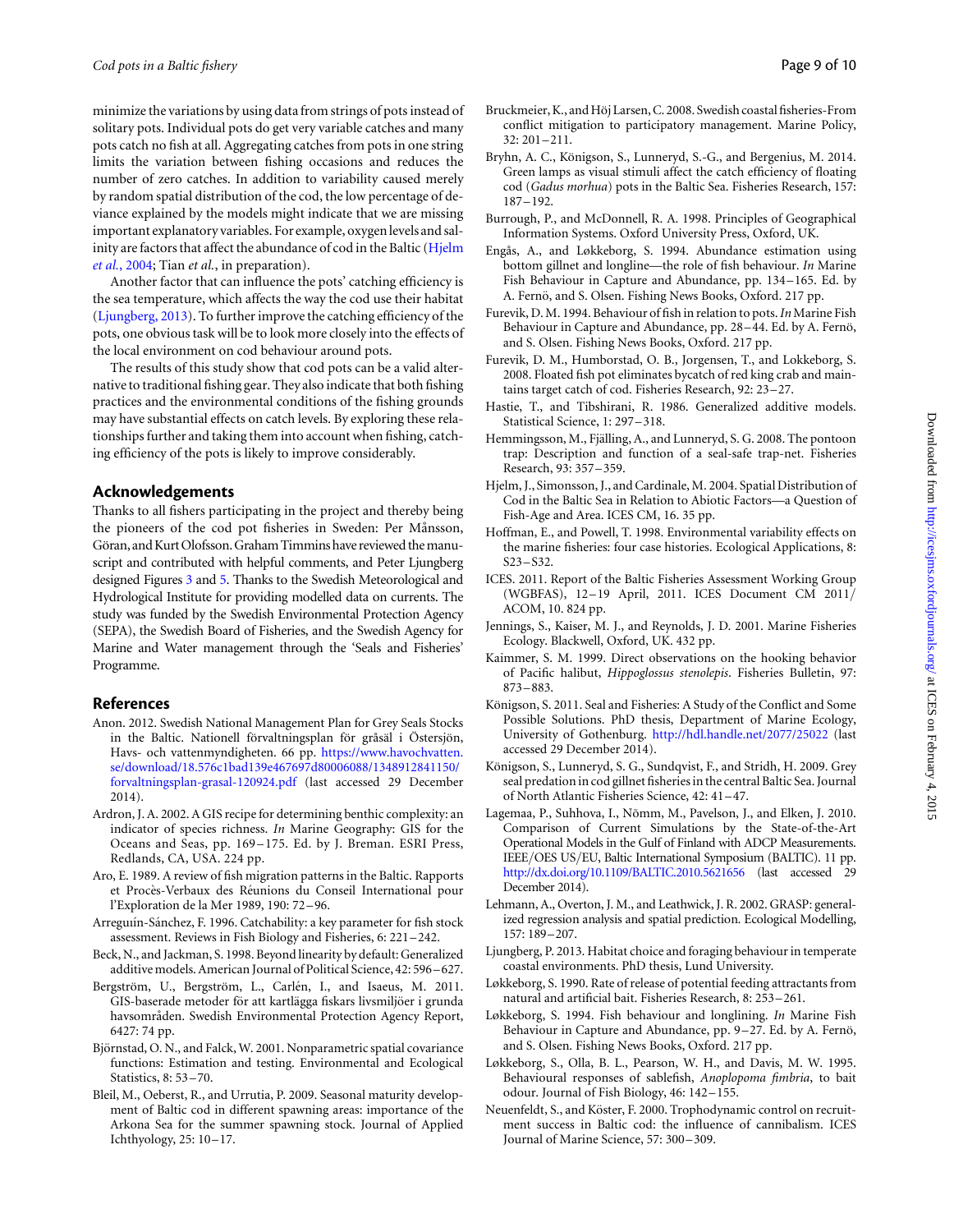minimize the variations by using data from strings of pots instead of solitary pots. Individual pots do get very variable catches and many pots catch no fish at all. Aggregating catches from pots in one string limits the variation between fishing occasions and reduces the number of zero catches. In addition to variability caused merely by random spatial distribution of the cod, the low percentage of deviance explained by the models might indicate that we are missing important explanatory variables. For example, oxygen levels and salinity are factors that affect the abundance of cod in the Baltic (Hjelm *et al.*, 2004; Tian *et al.*, in preparation).

Another factor that can influence the pots' catching efficiency is the sea temperature, which affects the way the cod use their habitat (Ljungberg, 2013). To further improve the catching efficiency of the pots, one obvious task will be to look more closely into the effects of the local environment on cod behaviour around pots.

The results of this study show that cod pots can be a valid alternative to traditional fishing gear. They also indicate that both fishing practices and the environmental conditions of the fishing grounds may have substantial effects on catch levels. By exploring these relationships further and taking them into account when fishing, catching efficiency of the pots is likely to improve considerably.

## Acknowledgements

Thanks to all fishers participating in the project and thereby being the pioneers of the cod pot fisheries in Sweden: Per Månsson, Göran, and Kurt Olofsson. Graham Timmins have reviewed the manuscript and contributed with helpful comments, and Peter Ljungberg designed Figures 3 and 5. Thanks to the Swedish Meteorological and Hydrological Institute for providing modelled data on currents. The study was funded by the Swedish Environmental Protection Agency (SEPA), the Swedish Board of Fisheries, and the Swedish Agency for Marine and Water management through the 'Seals and Fisheries' Programme.

## References

Anon. 2012. Swedish National Management Plan for Grey Seals Stocks in the Baltic. Nationell förvaltningsplan för gråsäl i Östersjön, Havs- och vattenmyndigheten. 66 pp. https://www.havochvatten.se/download/18.576c1bad139e467697d80006088/1348912841150/forvaltningsplan-grasal-120924.pdf (last accessed 29 December 2014).

Ardron, J. A. 2002. A GIS recipe for determining benthic complexity: an indicator of species richness. *In* Marine Geography: GIS for the Oceans and Seas, pp. 169–175. Ed. by J. Breman. ESRI Press, Redlands, CA, USA. 224 pp.

Aro, E. 1989. A review of fish migration patterns in the Baltic. Rapports et Procès-Verbaux des Réunions du Conseil International pour l'Exploration de la Mer 1989, 190: 72–96.

Arreguín-Sánchez, F. 1996. Catchability: a key parameter for fish stock assessment. Reviews in Fish Biology and Fisheries, 6: 221–242.

Beck, N., and Jackman, S. 1998. Beyond linearity by default: Generalized additive models. American Journal of Political Science, 42: 596–627.

Bergström, U., Bergström, L., Carlén, I., and Isaeus, M. 2011. GIS-baserade metoder för att kartlägga fiskars livsmiljöer i grunda havsområden. Swedish Environmental Protection Agency Report, 6427: 74 pp.

Björnstad, O. N., and Falck, W. 2001. Nonparametric spatial covariance functions: Estimation and testing. Environmental and Ecological Statistics, 8: 53–70.

Bleil, M., Oeberst, R., and Urrutia, P. 2009. Seasonal maturity development of Baltic cod in different spawning areas: importance of the Arkona Sea for the summer spawning stock. Journal of Applied Ichthyology, 25: 10–17.

Bruckmeier, K., and Höj Larsen, C. 2008. Swedish coastal fisheries-From conflict mitigation to participatory management. Marine Policy, 32: 201–211.

Bryhn, A. C., Königson, S., Lunneryd, S.-G., and Bergenius, M. 2014. Green lamps as visual stimuli affect the catch efficiency of floating cod (*Gadus morhua*) pots in the Baltic Sea. Fisheries Research, 157: 187–192.

Burrough, P., and McDonnell, R. A. 1998. Principles of Geographical Information Systems. Oxford University Press, Oxford, UK.

Engås, A., and Løkkeborg, S. 1994. Abundance estimation using bottom gillnet and longline—the role of fish behaviour. *In* Marine Fish Behaviour in Capture and Abundance, pp. 134–165. Ed. by A. Fernö, and S. Olsen. Fishing News Books, Oxford. 217 pp.

Furevik, D. M. 1994. Behaviour of fish in relation to pots. *In* Marine Fish Behaviour in Capture and Abundance, pp. 28–44. Ed. by A. Fernö, and S. Olsen. Fishing News Books, Oxford. 217 pp.

Furevik, D. M., Humborstad, O. B., Jorgensen, T., and Lokkeborg, S. 2008. Floated fish pot eliminates bycatch of red king crab and maintains target catch of cod. Fisheries Research, 92: 23–27.

Hastie, T., and Tibshirani, R. 1986. Generalized additive models. Statistical Science, 1: 297–318.

Hemmingsson, M., Fjälling, A., and Lunneryd, S. G. 2008. The pontoon trap: Description and function of a seal-safe trap-net. Fisheries Research, 93: 357–359.

Hjelm, J., Simonsson, J., and Cardinale, M. 2004. Spatial Distribution of Cod in the Baltic Sea in Relation to Abiotic Factors—a Question of Fish-Age and Area. ICES CM, 16. 35 pp.

Hoffman, E., and Powell, T. 1998. Environmental variability effects on the marine fisheries: four case histories. Ecological Applications, 8: S23–S32.

ICES. 2011. Report of the Baltic Fisheries Assessment Working Group (WGBFAS), 12–19 April, 2011. ICES Document CM 2011/ACOM, 10. 824 pp.

Jennings, S., Kaiser, M. J., and Reynolds, J. D. 2001. Marine Fisheries Ecology. Blackwell, Oxford, UK. 432 pp.

Kaimmer, S. M. 1999. Direct observations on the hooking behavior of Pacific halibut, *Hippoglossus stenolepis*. Fisheries Bulletin, 97: 873–883.

Königson, S. 2011. Seal and Fisheries: A Study of the Conflict and Some Possible Solutions. PhD thesis, Department of Marine Ecology, University of Gothenburg. http://hdl.handle.net/2077/25022 (last accessed 29 December 2014).

Königson, S., Lunneryd, S. G., Sundqvist, F., and Stridh, H. 2009. Grey seal predation in cod gillnet fisheries in the central Baltic Sea. Journal of North Atlantic Fisheries Science, 42: 41–47.

Lagemaa, P., Suhhova, I., Nõmm, M., Pavelson, J., and Elken, J. 2010. Comparison of Current Simulations by the State-of-the-Art Operational Models in the Gulf of Finland with ADCP Measurements. IEEE/OES US/EU, Baltic International Symposium (BALTIC). 11 pp. http://dx.doi.org/10.1109/BALTIC.2010.5621656 (last accessed 29 December 2014).

Lehmann, A., Overton, J. M., and Leathwick, J. R. 2002. GRASP: generalized regression analysis and spatial prediction. Ecological Modelling, 157: 189–207.

Ljungberg, P. 2013. Habitat choice and foraging behaviour in temperate coastal environments. PhD thesis, Lund University.

Løkkeborg, S. 1990. Rate of release of potential feeding attractants from natural and artificial bait. Fisheries Research, 8: 253–261.

Løkkeborg, S. 1994. Fish behaviour and longlining. *In* Marine Fish Behaviour in Capture and Abundance, pp. 9–27. Ed. by A. Fernö, and S. Olsen. Fishing News Books, Oxford. 217 pp.

Løkkeborg, S., Olla, B. L., Pearson, W. H., and Davis, M. W. 1995. Behavioural responses of sablefish, *Anoplopoma fimbria*, to bait odour. Journal of Fish Biology, 46: 142–155.

Neuenfeldt, S., and Köster, F. 2000. Trophodynamic control on recruitment success in Baltic cod: the influence of cannibalism. ICES Journal of Marine Science, 57: 300–309.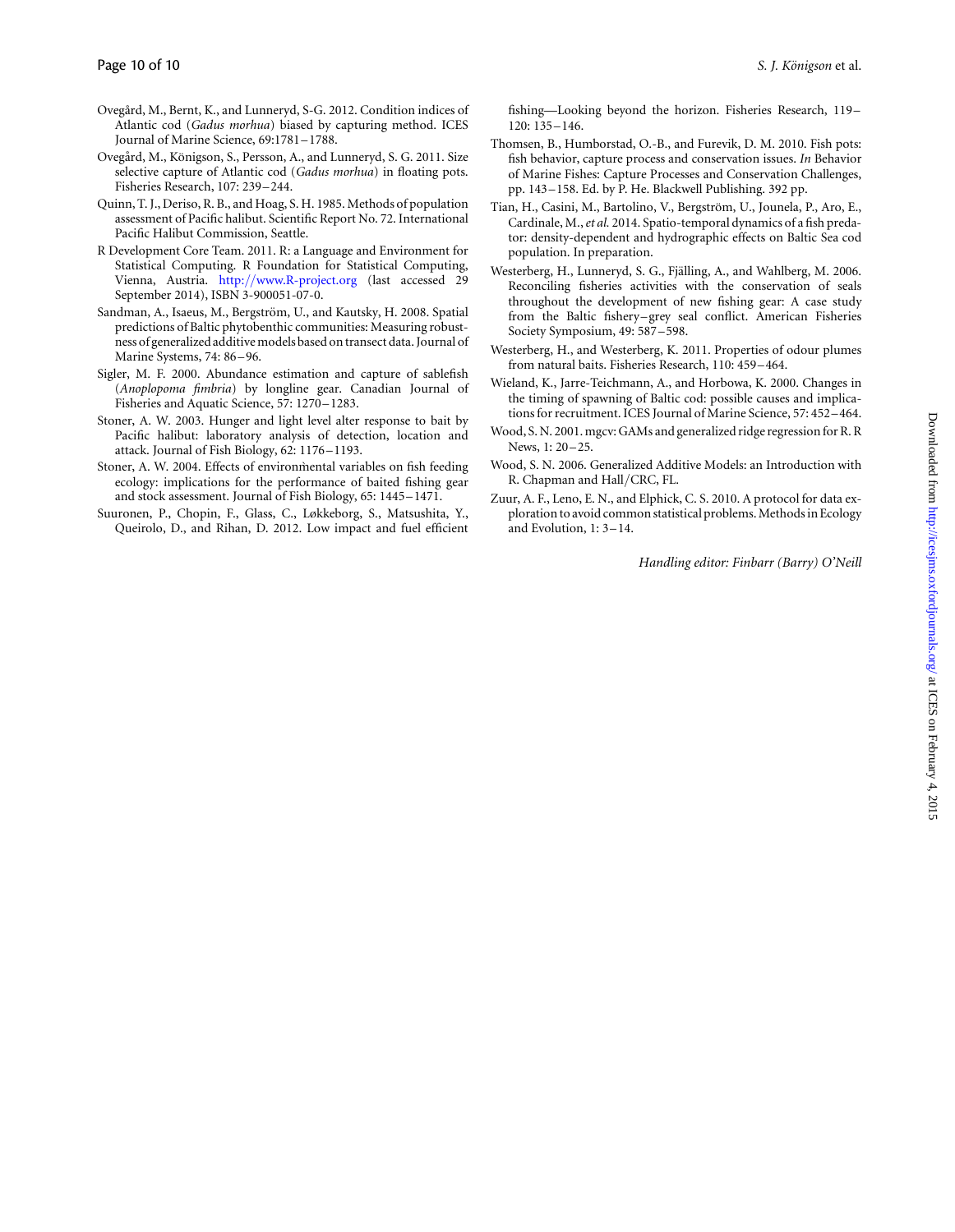Ovegård, M., Bernt, K., and Lunneryd, S-G. 2012. Condition indices of Atlantic cod (*Gadus morhua*) biased by capturing method. ICES Journal of Marine Science, 69:1781–1788.

Ovegård, M., Königson, S., Persson, A., and Lunneryd, S. G. 2011. Size selective capture of Atlantic cod (*Gadus morhua*) in floating pots. Fisheries Research, 107: 239–244.

Quinn, T. J., Deriso, R. B., and Hoag, S. H. 1985. Methods of population assessment of Pacific halibut. Scientific Report No. 72. International Pacific Halibut Commission, Seattle.

R Development Core Team. 2011. R: a Language and Environment for Statistical Computing. R Foundation for Statistical Computing, Vienna, Austria. http://www.R-project.org (last accessed 29 September 2014), ISBN 3-900051-07-0.

Sandman, A., Isaeus, M., Bergström, U., and Kautsky, H. 2008. Spatial predictions of Baltic phytobenthic communities: Measuring robustness of generalized additive models based on transect data. Journal of Marine Systems, 74: 86–96.

Sigler, M. F. 2000. Abundance estimation and capture of sablefish (*Anoplopoma fimbria*) by longline gear. Canadian Journal of Fisheries and Aquatic Science, 57: 1270–1283.

Stoner, A. W. 2003. Hunger and light level alter response to bait by Pacific halibut: laboratory analysis of detection, location and attack. Journal of Fish Biology, 62: 1176–1193.

Stoner, A. W. 2004. Effects of environmental variables on fish feeding ecology: implications for the performance of baited fishing gear and stock assessment. Journal of Fish Biology, 65: 1445–1471.

Suuronen, P., Chopin, F., Glass, C., Løkkeborg, S., Matsushita, Y., Queirolo, D., and Rihan, D. 2012. Low impact and fuel efficient fishing—Looking beyond the horizon. Fisheries Research, 119–120: 135–146.

Thomsen, B., Humborstad, O.-B., and Furevik, D. M. 2010. Fish pots: fish behavior, capture process and conservation issues. *In* Behavior of Marine Fishes: Capture Processes and Conservation Challenges, pp. 143–158. Ed. by P. He. Blackwell Publishing. 392 pp.

Tian, H., Casini, M., Bartolino, V., Bergström, U., Jounela, P., Aro, E., Cardinale, M., *et al.* 2014. Spatio-temporal dynamics of a fish predator: density-dependent and hydrographic effects on Baltic Sea cod population. In preparation.

Westerberg, H., Lunneryd, S. G., Fjälling, A., and Wahlberg, M. 2006. Reconciling fisheries activities with the conservation of seals throughout the development of new fishing gear: A case study from the Baltic fishery–grey seal conflict. American Fisheries Society Symposium, 49: 587–598.

Westerberg, H., and Westerberg, K. 2011. Properties of odour plumes from natural baits. Fisheries Research, 110: 459–464.

Wieland, K., Jarre-Teichmann, A., and Horbowa, K. 2000. Changes in the timing of spawning of Baltic cod: possible causes and implications for recruitment. ICES Journal of Marine Science, 57: 452–464.

Wood, S. N. 2001. mgcv: GAMs and generalized ridge regression for R. R News, 1: 20–25.

Wood, S. N. 2006. Generalized Additive Models: an Introduction with R. Chapman and Hall/CRC, FL.

Zuur, A. F., Leno, E. N., and Elphick, C. S. 2010. A protocol for data exploration to avoid common statistical problems. Methods in Ecology and Evolution, 1: 3–14.

*Handling editor: Finbarr (Barry) O'Neill*